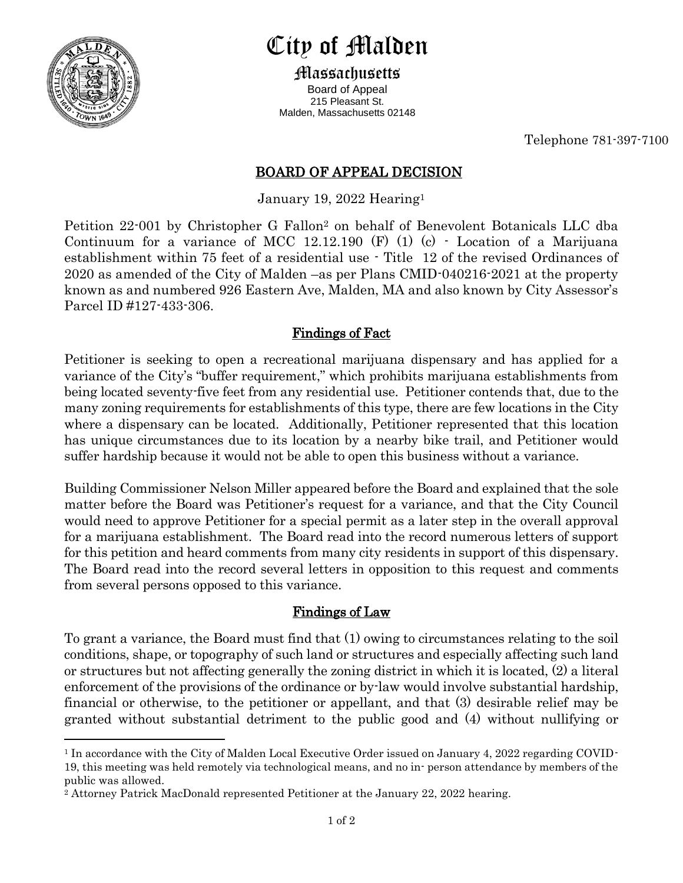# City of Malden

## Massachusetts

Board of Appeal
215 Pleasant St.
Malden, Massachusetts 02148

Telephone 781-397-7100

## BOARD OF APPEAL DECISION

January 19, 2022 Hearing[1]

Petition 22-001 by Christopher G Fallon[2] on behalf of Benevolent Botanicals LLC dba Continuum for a variance of MCC 12.12.190 (F) (1) (c) - Location of a Marijuana establishment within 75 feet of a residential use - Title 12 of the revised Ordinances of 2020 as amended of the City of Malden –as per Plans CMID-040216-2021 at the property known as and numbered 926 Eastern Ave, Malden, MA and also known by City Assessor's Parcel ID #127-433-306.

### Findings of Fact

Petitioner is seeking to open a recreational marijuana dispensary and has applied for a variance of the City's "buffer requirement," which prohibits marijuana establishments from being located seventy-five feet from any residential use. Petitioner contends that, due to the many zoning requirements for establishments of this type, there are few locations in the City where a dispensary can be located. Additionally, Petitioner represented that this location has unique circumstances due to its location by a nearby bike trail, and Petitioner would suffer hardship because it would not be able to open this business without a variance.

Building Commissioner Nelson Miller appeared before the Board and explained that the sole matter before the Board was Petitioner's request for a variance, and that the City Council would need to approve Petitioner for a special permit as a later step in the overall approval for a marijuana establishment. The Board read into the record numerous letters of support for this petition and heard comments from many city residents in support of this dispensary. The Board read into the record several letters in opposition to this request and comments from several persons opposed to this variance.

### Findings of Law

To grant a variance, the Board must find that (1) owing to circumstances relating to the soil conditions, shape, or topography of such land or structures and especially affecting such land or structures but not affecting generally the zoning district in which it is located, (2) a literal enforcement of the provisions of the ordinance or by-law would involve substantial hardship, financial or otherwise, to the petitioner or appellant, and that (3) desirable relief may be granted without substantial detriment to the public good and (4) without nullifying or

---

[1] In accordance with the City of Malden Local Executive Order issued on January 4, 2022 regarding COVID-19, this meeting was held remotely via technological means, and no in- person attendance by members of the public was allowed.

[2] Attorney Patrick MacDonald represented Petitioner at the January 22, 2022 hearing.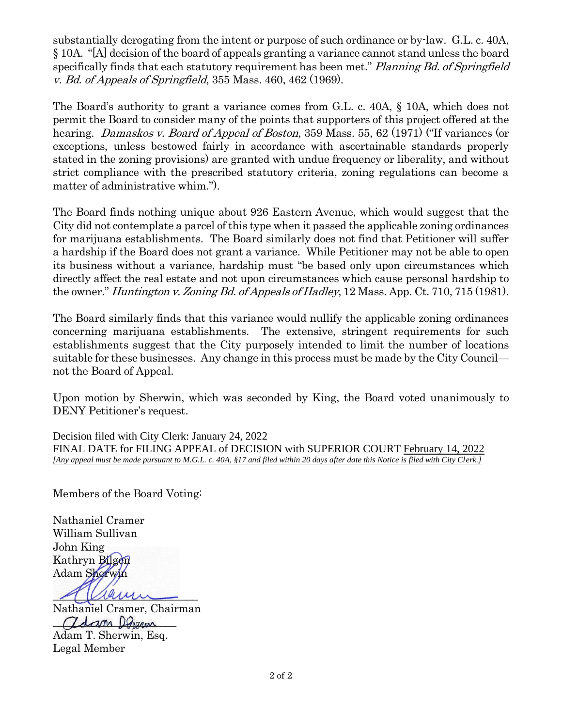substantially derogating from the intent or purpose of such ordinance or by-law. G.L. c. 40A, § 10A. "[A] decision of the board of appeals granting a variance cannot stand unless the board specifically finds that each statutory requirement has been met." *Planning Bd. of Springfield v. Bd. of Appeals of Springfield*, 355 Mass. 460, 462 (1969).

The Board's authority to grant a variance comes from G.L. c. 40A, § 10A, which does not permit the Board to consider many of the points that supporters of this project offered at the hearing. *Damaskos v. Board of Appeal of Boston*, 359 Mass. 55, 62 (1971) ("If variances (or exceptions, unless bestowed fairly in accordance with ascertainable standards properly stated in the zoning provisions) are granted with undue frequency or liberality, and without strict compliance with the prescribed statutory criteria, zoning regulations can become a matter of administrative whim.").

The Board finds nothing unique about 926 Eastern Avenue, which would suggest that the City did not contemplate a parcel of this type when it passed the applicable zoning ordinances for marijuana establishments. The Board similarly does not find that Petitioner will suffer a hardship if the Board does not grant a variance. While Petitioner may not be able to open its business without a variance, hardship must "be based only upon circumstances which directly affect the real estate and not upon circumstances which cause personal hardship to the owner." *Huntington v. Zoning Bd. of Appeals of Hadley*, 12 Mass. App. Ct. 710, 715 (1981).

The Board similarly finds that this variance would nullify the applicable zoning ordinances concerning marijuana establishments. The extensive, stringent requirements for such establishments suggest that the City purposely intended to limit the number of locations suitable for these businesses. Any change in this process must be made by the City Council—not the Board of Appeal.

Upon motion by Sherwin, which was seconded by King, the Board voted unanimously to DENY Petitioner's request.

Decision filed with City Clerk: January 24, 2022
FINAL DATE for FILING APPEAL of DECISION with SUPERIOR COURT February 14, 2022
*[Any appeal must be made pursuant to M.G.L. c. 40A, §17 and filed within 20 days after date this Notice is filed with City Clerk.]*

Members of the Board Voting:

Nathaniel Cramer
William Sullivan
John King
Kathryn Bilgen
Adam Sherwin

\_\_\_\_\_\_\_\_\_\_\_\_\_\_\_\_\_\_\_\_
Nathaniel Cramer, Chairman

\_\_\_\_\_\_\_\_\_\_\_\_\_\_\_\_\_\_\_\_
Adam T. Sherwin, Esq.
Legal Member